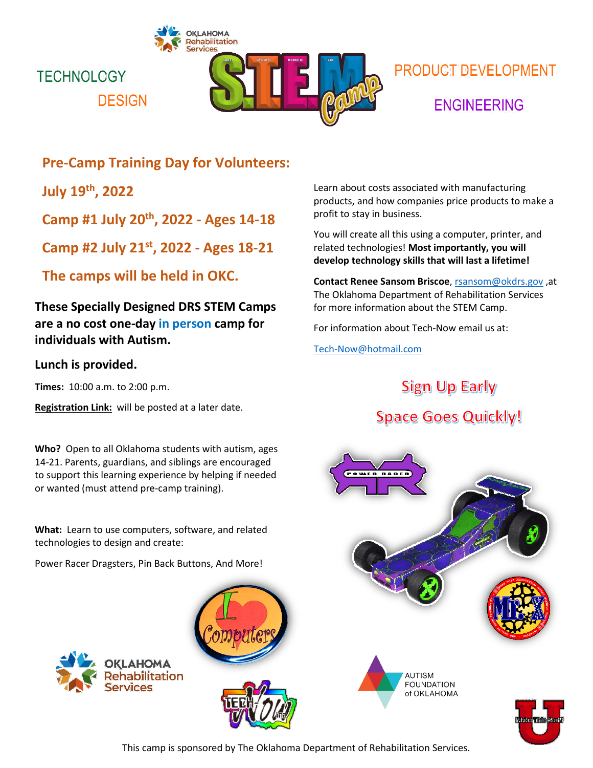TECHNOLOGY

DESIGN

S.T.E.M. Camp

PRODUCT DEVELOPMENT

ENGINEERING

## Pre-Camp Training Day for Volunteers:

## July 19th, 2022

## Camp #1 July 20th, 2022 - Ages 14-18

## Camp #2 July 21st, 2022 - Ages 18-21

## The camps will be held in OKC.

**These Specially Designed DRS STEM Camps are a no cost one-day in person camp for individuals with Autism.**

**Lunch is provided.**

**Times:** 10:00 a.m. to 2:00 p.m.

**Registration Link:** will be posted at a later date.

**Who?** Open to all Oklahoma students with autism, ages 14-21. Parents, guardians, and siblings are encouraged to support this learning experience by helping if needed or wanted (must attend pre-camp training).

**What:** Learn to use computers, software, and related technologies to design and create:

Power Racer Dragsters, Pin Back Buttons, And More!

Learn about costs associated with manufacturing products, and how companies price products to make a profit to stay in business.

You will create all this using a computer, printer, and related technologies! **Most importantly, you will develop technology skills that will last a lifetime!**

**Contact Renee Sansom Briscoe**, rsansom@okdrs.gov ,at The Oklahoma Department of Rehabilitation Services for more information about the STEM Camp.

For information about Tech-Now email us at:

Tech-Now@hotmail.com

## Sign Up Early

## Space Goes Quickly!

This camp is sponsored by The Oklahoma Department of Rehabilitation Services.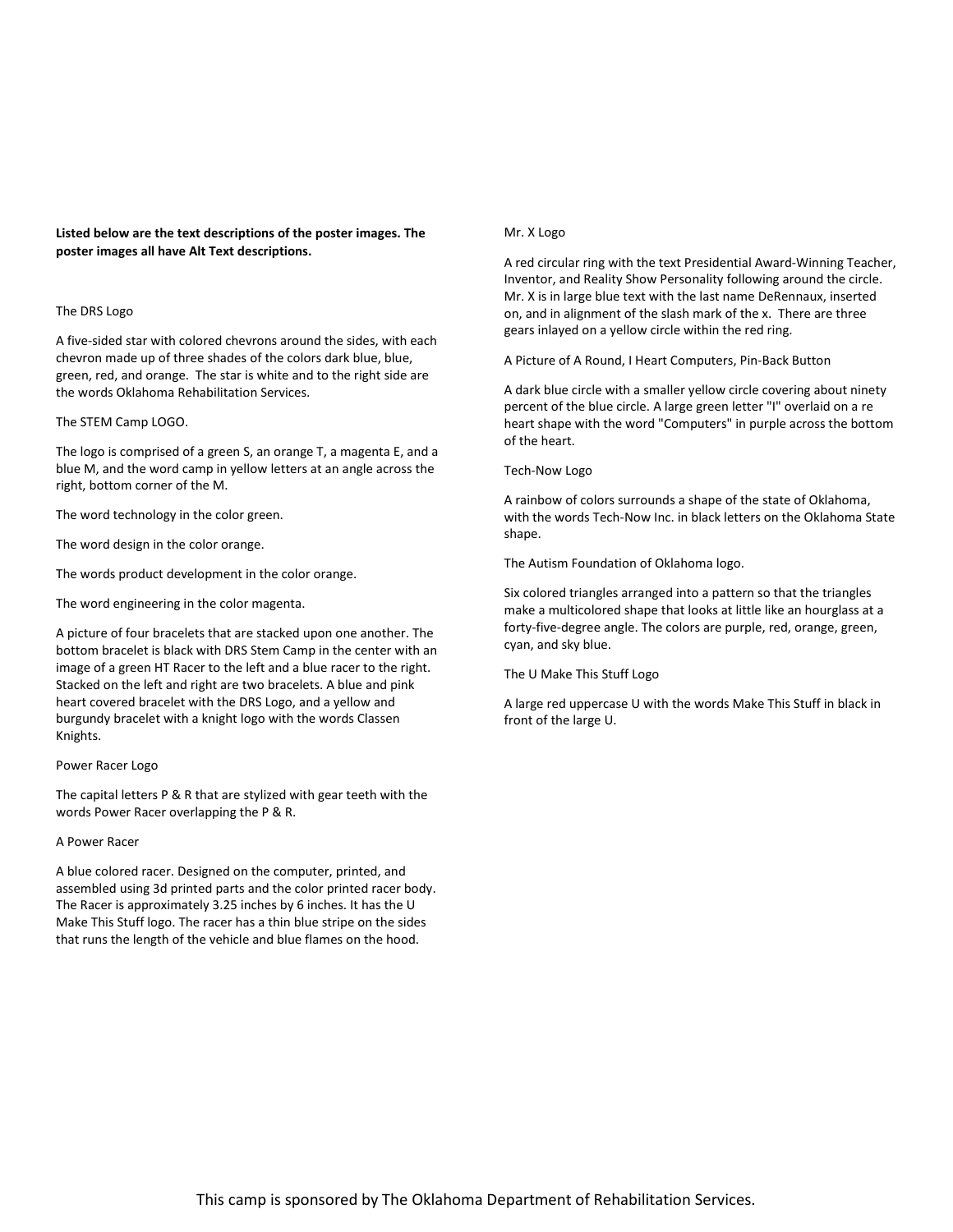**Listed below are the text descriptions of the poster images. The poster images all have Alt Text descriptions.**

The DRS Logo

A five-sided star with colored chevrons around the sides, with each chevron made up of three shades of the colors dark blue, blue, green, red, and orange. The star is white and to the right side are the words Oklahoma Rehabilitation Services.

The STEM Camp LOGO.

The logo is comprised of a green S, an orange T, a magenta E, and a blue M, and the word camp in yellow letters at an angle across the right, bottom corner of the M.

The word technology in the color green.

The word design in the color orange.

The words product development in the color orange.

The word engineering in the color magenta.

A picture of four bracelets that are stacked upon one another. The bottom bracelet is black with DRS Stem Camp in the center with an image of a green HT Racer to the left and a blue racer to the right. Stacked on the left and right are two bracelets. A blue and pink heart covered bracelet with the DRS Logo, and a yellow and burgundy bracelet with a knight logo with the words Classen Knights.

Power Racer Logo

The capital letters P & R that are stylized with gear teeth with the words Power Racer overlapping the P & R.

A Power Racer

A blue colored racer. Designed on the computer, printed, and assembled using 3d printed parts and the color printed racer body. The Racer is approximately 3.25 inches by 6 inches. It has the U Make This Stuff logo. The racer has a thin blue stripe on the sides that runs the length of the vehicle and blue flames on the hood.

Mr. X Logo

A red circular ring with the text Presidential Award-Winning Teacher, Inventor, and Reality Show Personality following around the circle. Mr. X is in large blue text with the last name DeRennaux, inserted on, and in alignment of the slash mark of the x. There are three gears inlayed on a yellow circle within the red ring.

A Picture of A Round, I Heart Computers, Pin-Back Button

A dark blue circle with a smaller yellow circle covering about ninety percent of the blue circle. A large green letter "I" overlaid on a re heart shape with the word "Computers" in purple across the bottom of the heart.

Tech-Now Logo

A rainbow of colors surrounds a shape of the state of Oklahoma, with the words Tech-Now Inc. in black letters on the Oklahoma State shape.

The Autism Foundation of Oklahoma logo.

Six colored triangles arranged into a pattern so that the triangles make a multicolored shape that looks at little like an hourglass at a forty-five-degree angle. The colors are purple, red, orange, green, cyan, and sky blue.

The U Make This Stuff Logo

A large red uppercase U with the words Make This Stuff in black in front of the large U.

This camp is sponsored by The Oklahoma Department of Rehabilitation Services.